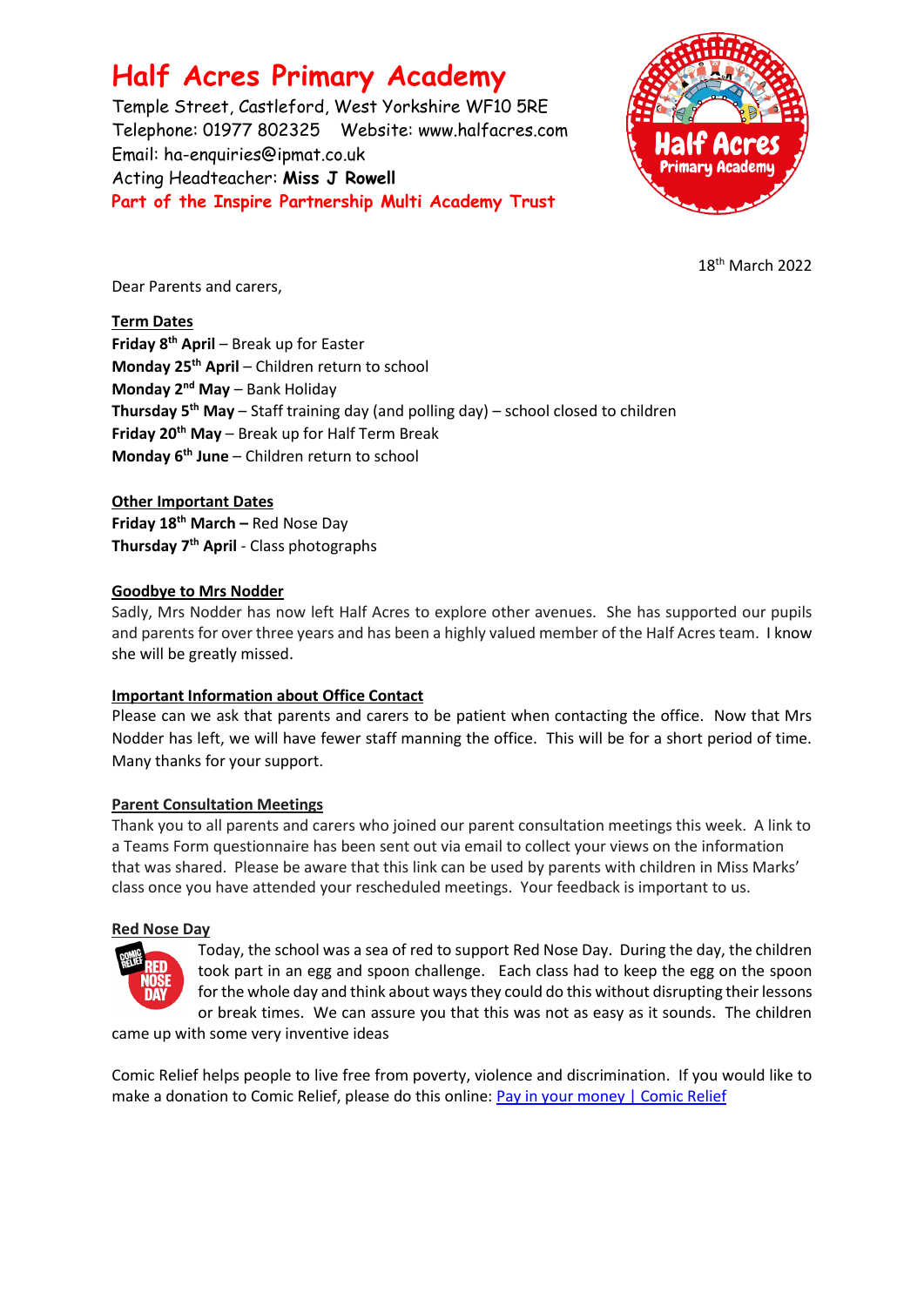# Half Acres Primary Academy

Temple Street, Castleford, West Yorkshire WF10 5RE
Telephone: 01977 802325 Website: www.halfacres.com
Email: ha-enquiries@ipmat.co.uk
Acting Headteacher: **Miss J Rowell**
**Part of the Inspire Partnership Multi Academy Trust**

18th March 2022

Dear Parents and carers,

**Term Dates**

**Friday 8th April** – Break up for Easter
**Monday 25th April** – Children return to school
**Monday 2nd May** – Bank Holiday
**Thursday 5th May** – Staff training day (and polling day) – school closed to children
**Friday 20th May** – Break up for Half Term Break
**Monday 6th June** – Children return to school

**Other Important Dates**

**Friday 18th March –** Red Nose Day
**Thursday 7th April** - Class photographs

**Goodbye to Mrs Nodder**

Sadly, Mrs Nodder has now left Half Acres to explore other avenues. She has supported our pupils and parents for over three years and has been a highly valued member of the Half Acres team. I know she will be greatly missed.

**Important Information about Office Contact**

Please can we ask that parents and carers to be patient when contacting the office. Now that Mrs Nodder has left, we will have fewer staff manning the office. This will be for a short period of time. Many thanks for your support.

**Parent Consultation Meetings**

Thank you to all parents and carers who joined our parent consultation meetings this week. A link to a Teams Form questionnaire has been sent out via email to collect your views on the information that was shared. Please be aware that this link can be used by parents with children in Miss Marks' class once you have attended your rescheduled meetings. Your feedback is important to us.

**Red Nose Day**

Today, the school was a sea of red to support Red Nose Day. During the day, the children took part in an egg and spoon challenge. Each class had to keep the egg on the spoon for the whole day and think about ways they could do this without disrupting their lessons or break times. We can assure you that this was not as easy as it sounds. The children came up with some very inventive ideas

Comic Relief helps people to live free from poverty, violence and discrimination. If you would like to make a donation to Comic Relief, please do this online: [Pay in your money | Comic Relief]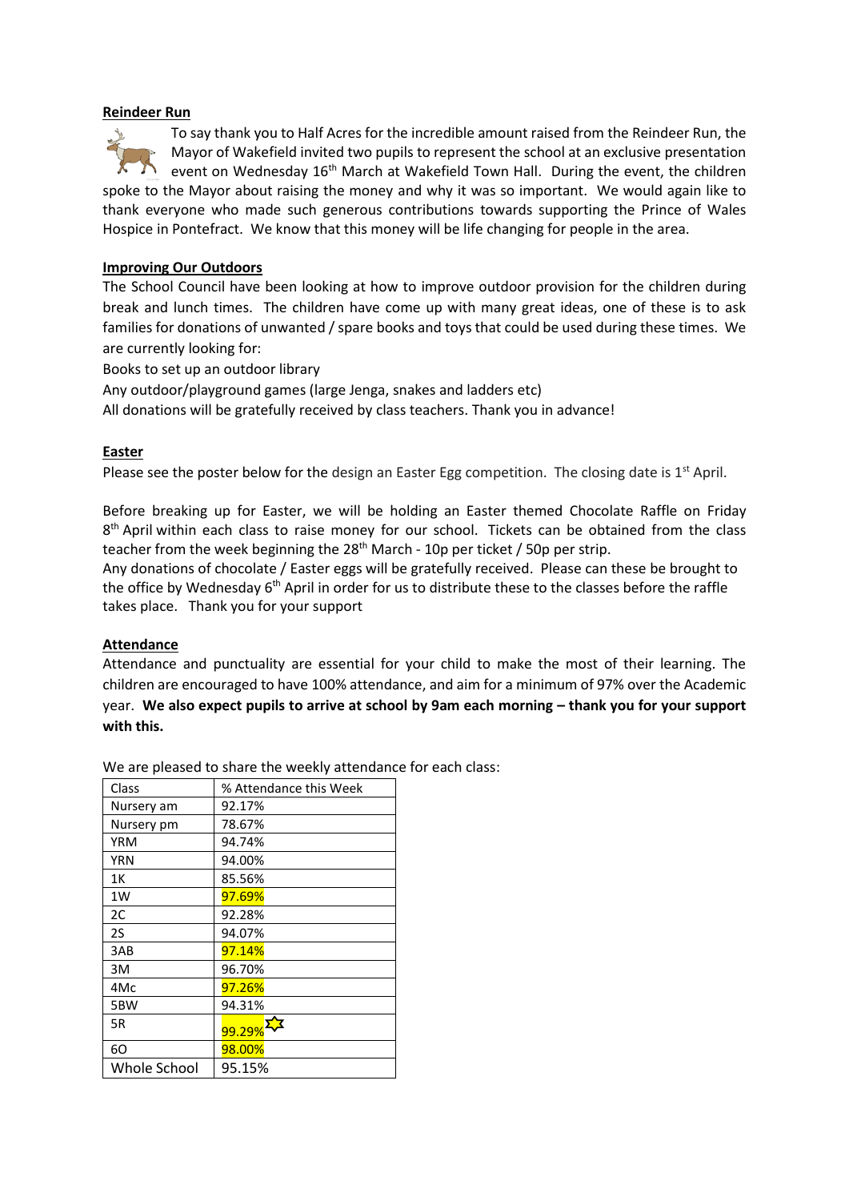## Reindeer Run

To say thank you to Half Acres for the incredible amount raised from the Reindeer Run, the Mayor of Wakefield invited two pupils to represent the school at an exclusive presentation event on Wednesday 16th March at Wakefield Town Hall. During the event, the children spoke to the Mayor about raising the money and why it was so important. We would again like to thank everyone who made such generous contributions towards supporting the Prince of Wales Hospice in Pontefract. We know that this money will be life changing for people in the area.

## Improving Our Outdoors

The School Council have been looking at how to improve outdoor provision for the children during break and lunch times. The children have come up with many great ideas, one of these is to ask families for donations of unwanted / spare books and toys that could be used during these times. We are currently looking for:

Books to set up an outdoor library

Any outdoor/playground games (large Jenga, snakes and ladders etc)

All donations will be gratefully received by class teachers. Thank you in advance!

## Easter

Please see the poster below for the design an Easter Egg competition. The closing date is 1st April.

Before breaking up for Easter, we will be holding an Easter themed Chocolate Raffle on Friday 8th April within each class to raise money for our school. Tickets can be obtained from the class teacher from the week beginning the 28th March - 10p per ticket / 50p per strip.

Any donations of chocolate / Easter eggs will be gratefully received. Please can these be brought to the office by Wednesday 6th April in order for us to distribute these to the classes before the raffle takes place. Thank you for your support

## Attendance

Attendance and punctuality are essential for your child to make the most of their learning. The children are encouraged to have 100% attendance, and aim for a minimum of 97% over the Academic year. **We also expect pupils to arrive at school by 9am each morning – thank you for your support with this.**

We are pleased to share the weekly attendance for each class:

| Class | % Attendance this Week |
|---|---|
| Nursery am | 92.17% |
| Nursery pm | 78.67% |
| YRM | 94.74% |
| YRN | 94.00% |
| 1K | 85.56% |
| 1W | 97.69% |
| 2C | 92.28% |
| 2S | 94.07% |
| 3AB | 97.14% |
| 3M | 96.70% |
| 4Mc | 97.26% |
| 5BW | 94.31% |
| 5R | 99.29% |
| 6O | 98.00% |
| Whole School | 95.15% |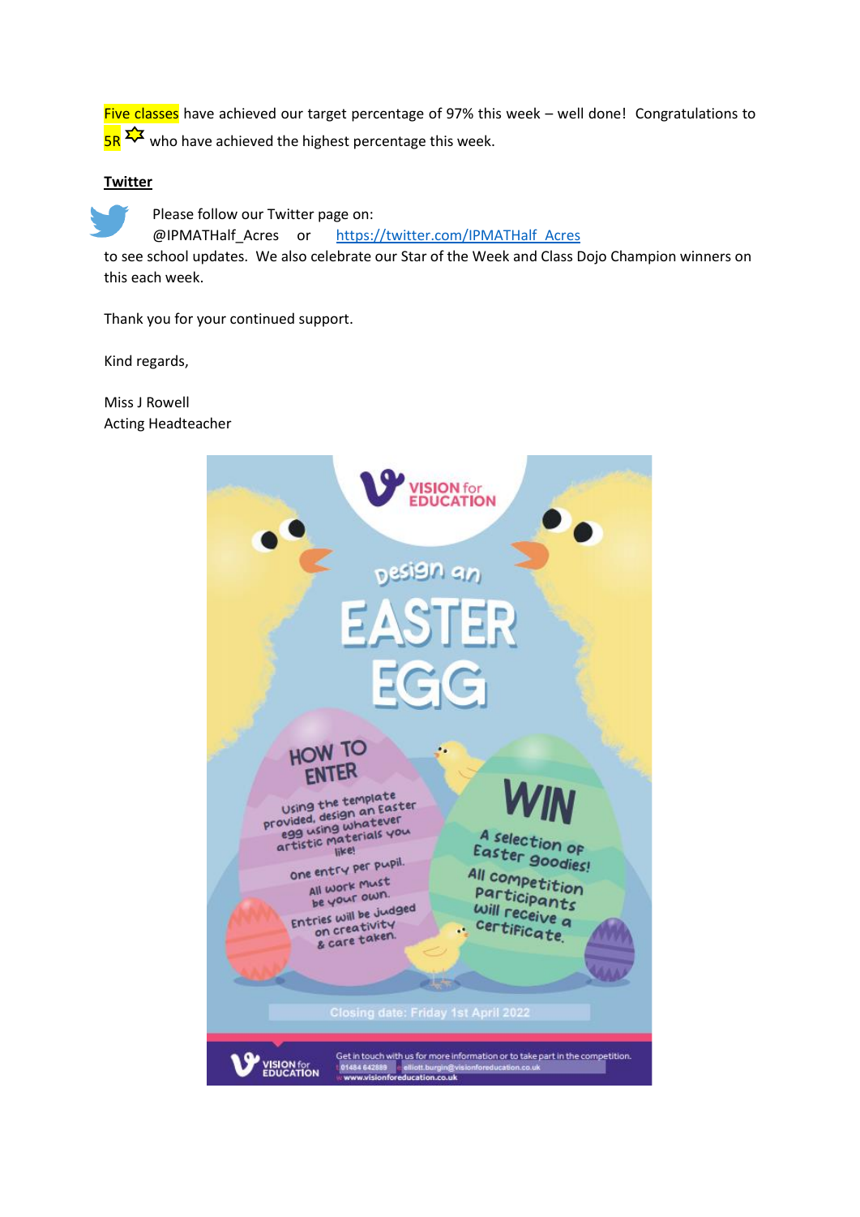Five classes have achieved our target percentage of 97% this week – well done! Congratulations to 5R who have achieved the highest percentage this week.

**Twitter**

Please follow our Twitter page on:
@IPMATHalf_Acres or https://twitter.com/IPMATHalf_Acres
to see school updates. We also celebrate our Star of the Week and Class Dojo Champion winners on this each week.

Thank you for your continued support.

Kind regards,

Miss J Rowell
Acting Headteacher

VISION for EDUCATION

Design an

EASTER EGG

HOW TO ENTER

Using the template provided, design an Easter egg using whatever artistic materials you like!

One entry per pupil.

All work must be your own.

Entries will be judged on creativity & care taken.

WIN

A selection of Easter goodies!

All competition participants will receive a certificate.

Closing date: Friday 1st April 2022

VISION for EDUCATION

Get in touch with us for more information or to take part in the competition.
t 01484 642889 e elliott.burgin@visionforeducation.co.uk
w www.visionforeducation.co.uk